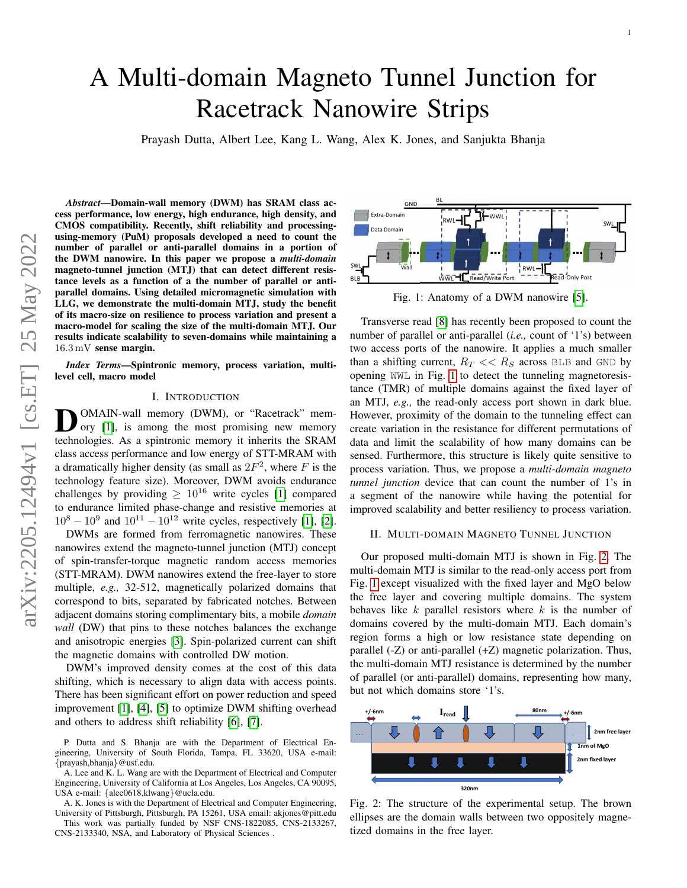# A Multi-domain Magneto Tunnel Junction for Racetrack Nanowire Strips

Prayash Dutta, Albert Lee, Kang L. Wang, Alex K. Jones, and Sanjukta Bhanja

***Abstract*—Domain-wall memory (DWM) has SRAM class access performance, low energy, high endurance, high density, and CMOS compatibility. Recently, shift reliability and processing-using-memory (PuM) proposals developed a need to count the number of parallel or anti-parallel domains in a portion of the DWM nanowire. In this paper we propose a *multi-domain* magneto-tunnel junction (MTJ) that can detect different resistance levels as a function of a the number of parallel or anti-parallel domains. Using detailed micromagnetic simulation with LLG, we demonstrate the multi-domain MTJ, study the benefit of its macro-size on resilience to process variation and present a macro-model for scaling the size of the multi-domain MTJ. Our results indicate scalability to seven-domains while maintaining a 16.3 mV sense margin.**

***Index Terms*—Spintronic memory, process variation, multi-level cell, macro model**

## I. Introduction

DOMAIN-wall memory (DWM), or "Racetrack" memory [1], is among the most promising new memory technologies. As a spintronic memory it inherits the SRAM class access performance and low energy of STT-MRAM with a dramatically higher density (as small as $2F^2$, where $F$ is the technology feature size). Moreover, DWM avoids endurance challenges by providing $\geq 10^{16}$ write cycles [1] compared to endurance limited phase-change and resistive memories at $10^8 - 10^9$ and $10^{11} - 10^{12}$ write cycles, respectively [1], [2].

DWMs are formed from ferromagnetic nanowires. These nanowires extend the magneto-tunnel junction (MTJ) concept of spin-transfer-torque magnetic random access memories (STT-MRAM). DWM nanowires extend the free-layer to store multiple, *e.g.,* 32-512, magnetically polarized domains that correspond to bits, separated by fabricated notches. Between adjacent domains storing complimentary bits, a mobile *domain wall* (DW) that pins to these notches balances the exchange and anisotropic energies [3]. Spin-polarized current can shift the magnetic domains with controlled DW motion.

DWM's improved density comes at the cost of this data shifting, which is necessary to align data with access points. There has been significant effort on power reduction and speed improvement [1], [4], [5] to optimize DWM shifting overhead and others to address shift reliability [6], [7].

P. Dutta and S. Bhanja are with the Department of Electrical Engineering, University of South Florida, Tampa, FL 33620, USA e-mail: {prayash,bhanja}@usf.edu.

A. Lee and K. L. Wang are with the Department of Electrical and Computer Engineering, University of California at Los Angeles, Los Angeles, CA 90095, USA e-mail: {alee0618,klwang}@ucla.edu.

A. K. Jones is with the Department of Electrical and Computer Engineering, University of Pittsburgh, Pittsburgh, PA 15261, USA email: akjones@pitt.edu

This work was partially funded by NSF CNS-1822085, CNS-2133267, CNS-2133340, NSA, and Laboratory of Physical Sciences .

Fig. 1: Anatomy of a DWM nanowire [5].

Transverse read [8] has recently been proposed to count the number of parallel or anti-parallel (*i.e.,* count of '1's) between two access ports of the nanowire. It applies a much smaller than a shifting current, $R_T << R_S$ across `BLB` and `GND` by opening `WWL` in Fig. 1 to detect the tunneling magnetoresistance (TMR) of multiple domains against the fixed layer of an MTJ, *e.g.,* the read-only access port shown in dark blue. However, proximity of the domain to the tunneling effect can create variation in the resistance for different permutations of data and limit the scalability of how many domains can be sensed. Furthermore, this structure is likely quite sensitive to process variation. Thus, we propose a *multi-domain magneto tunnel junction* device that can count the number of 1's in a segment of the nanowire while having the potential for improved scalability and better resiliency to process variation.

## II. Multi-domain Magneto Tunnel Junction

Our proposed multi-domain MTJ is shown in Fig. 2. The multi-domain MTJ is similar to the read-only access port from Fig. 1 except visualized with the fixed layer and MgO below the free layer and covering multiple domains. The system behaves like $k$ parallel resistors where $k$ is the number of domains covered by the multi-domain MTJ. Each domain's region forms a high or low resistance state depending on parallel (-Z) or anti-parallel (+Z) magnetic polarization. Thus, the multi-domain MTJ resistance is determined by the number of parallel (or anti-parallel) domains, representing how many, but not which domains store '1's.

Fig. 2: The structure of the experimental setup. The brown ellipses are the domain walls between two oppositely magnetized domains in the free layer.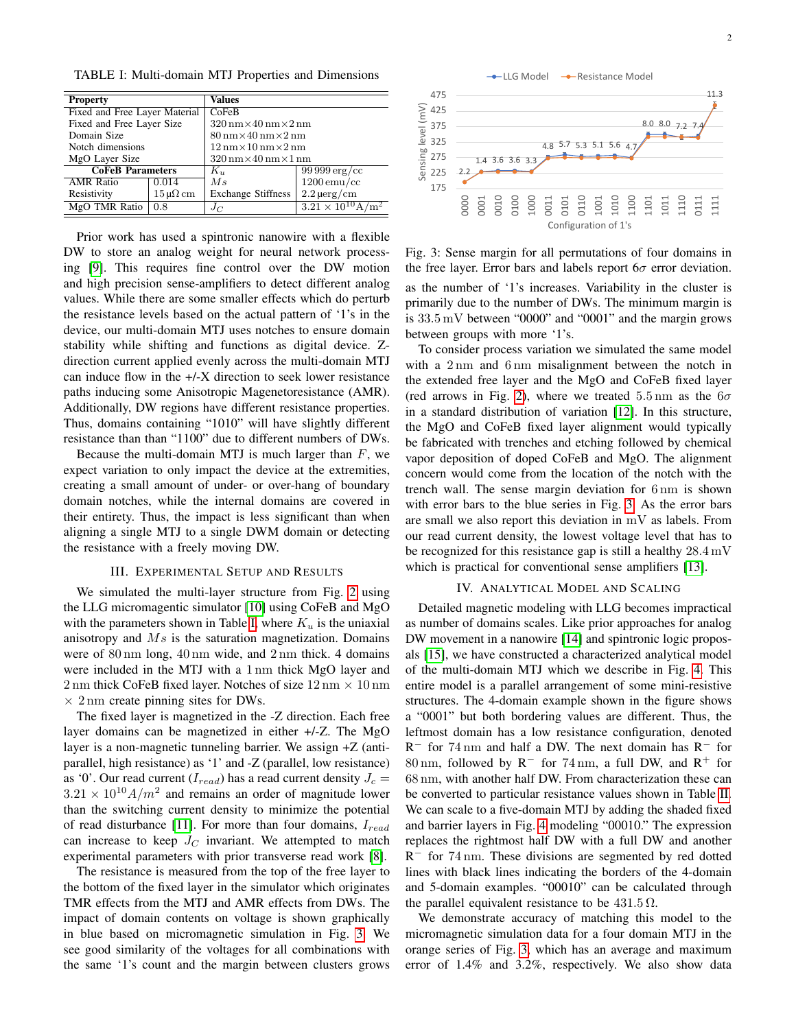TABLE I: Multi-domain MTJ Properties and Dimensions

| Property | | Values | |
|---|---|---|---|
| Fixed and Free Layer Material | | CoFeB | |
| Fixed and Free Layer Size | | 320 nm×40 nm×2 nm | |
| Domain Size | | 80 nm×40 nm×2 nm | |
| Notch dimensions | | 12 nm×10 nm×2 nm | |
| MgO Layer Size | | 320 nm×40 nm×1 nm | |
| **CoFeB Parameters** | | $K_u$ | 99 999 erg/cc |
| AMR Ratio | 0.014 | $Ms$ | 1200 emu/cc |
| Resistivity | 15 µΩ cm | Exchange Stiffness | 2.2 µerg/cm |
| MgO TMR Ratio | 0.8 | $J_C$ | $3.21 \times 10^{10}$ A/m$^2$ |

Prior work has used a spintronic nanowire with a flexible DW to store an analog weight for neural network processing [9]. This requires fine control over the DW motion and high precision sense-amplifiers to detect different analog values. While there are some smaller effects which do perturb the resistance levels based on the actual pattern of '1's in the device, our multi-domain MTJ uses notches to ensure domain stability while shifting and functions as digital device. Z-direction current applied evenly across the multi-domain MTJ can induce flow in the +/-X direction to seek lower resistance paths inducing some Anisotropic Magenetoresistance (AMR). Additionally, DW regions have different resistance properties. Thus, domains containing "1010" will have slightly different resistance than than "1100" due to different numbers of DWs.

Because the multi-domain MTJ is much larger than $F$, we expect variation to only impact the device at the extremities, creating a small amount of under- or over-hang of boundary domain notches, while the internal domains are covered in their entirety. Thus, the impact is less significant than when aligning a single MTJ to a single DWM domain or detecting the resistance with a freely moving DW.

## III. Experimental Setup and Results

We simulated the multi-layer structure from Fig. 2 using the LLG micromagentic simulator [10] using CoFeB and MgO with the parameters shown in Table I, where $K_u$ is the uniaxial anisotropy and $Ms$ is the saturation magnetization. Domains were of 80 nm long, 40 nm wide, and 2 nm thick. 4 domains were included in the MTJ with a 1 nm thick MgO layer and 2 nm thick CoFeB fixed layer. Notches of size 12 nm × 10 nm × 2 nm create pinning sites for DWs.

The fixed layer is magnetized in the -Z direction. Each free layer domains can be magnetized in either +/-Z. The MgO layer is a non-magnetic tunneling barrier. We assign +Z (antiparallel, high resistance) as '1' and -Z (parallel, low resistance) as '0'. Our read current ($I_{read}$) has a read current density $J_c = 3.21 \times 10^{10} A/m^2$ and remains an order of magnitude lower than the switching current density to minimize the potential of read disturbance [11]. For more than four domains, $I_{read}$ can increase to keep $J_C$ invariant. We attempted to match experimental parameters with prior transverse read work [8].

The resistance is measured from the top of the free layer to the bottom of the fixed layer in the simulator which originates TMR effects from the MTJ and AMR effects from DWs. The impact of domain contents on voltage is shown graphically in blue based on micromagnetic simulation in Fig. 3. We see good similarity of the voltages for all combinations with the same '1's count and the margin between clusters grows as the number of '1's increases. Variability in the cluster is primarily due to the number of DWs. The minimum margin is is 33.5 mV between "0000" and "0001" and the margin grows between groups with more '1's.

Fig. 3: Sense margin for all permutations of four domains in the free layer. Error bars and labels report 6σ error deviation.

To consider process variation we simulated the same model with a 2 nm and 6 nm misalignment between the notch in the extended free layer and the MgO and CoFeB fixed layer (red arrows in Fig. 2), where we treated 5.5 nm as the 6σ in a standard distribution of variation [12]. In this structure, the MgO and CoFeB fixed layer alignment would typically be fabricated with trenches and etching followed by chemical vapor deposition of doped CoFeB and MgO. The alignment concern would come from the location of the notch with the trench wall. The sense margin deviation for 6 nm is shown with error bars to the blue series in Fig. 3. As the error bars are small we also report this deviation in mV as labels. From our read current density, the lowest voltage level that has to be recognized for this resistance gap is still a healthy 28.4 mV which is practical for conventional sense amplifiers [13].

## IV. Analytical Model and Scaling

Detailed magnetic modeling with LLG becomes impractical as number of domains scales. Like prior approaches for analog DW movement in a nanowire [14] and spintronic logic proposals [15], we have constructed a characterized analytical model of the multi-domain MTJ which we describe in Fig. 4. This entire model is a parallel arrangement of some mini-resistive structures. The 4-domain example shown in the figure shows a "0001" but both bordering values are different. Thus, the leftmost domain has a low resistance configuration, denoted R$^-$ for 74 nm and half a DW. The next domain has R$^-$ for 80 nm, followed by R$^-$ for 74 nm, a full DW, and R$^+$ for 68 nm, with another half DW. From characterization these can be converted to particular resistance values shown in Table II. We can scale to a five-domain MTJ by adding the shaded fixed and barrier layers in Fig. 4 modeling "00010." The expression replaces the rightmost half DW with a full DW and another R$^-$ for 74 nm. These divisions are segmented by red dotted lines with black lines indicating the borders of the 4-domain and 5-domain examples. "00010" can be calculated through the parallel equivalent resistance to be 431.5 Ω.

We demonstrate accuracy of matching this model to the micromagnetic simulation data for a four domain MTJ in the orange series of Fig. 3, which has an average and maximum error of 1.4% and 3.2%, respectively. We also show data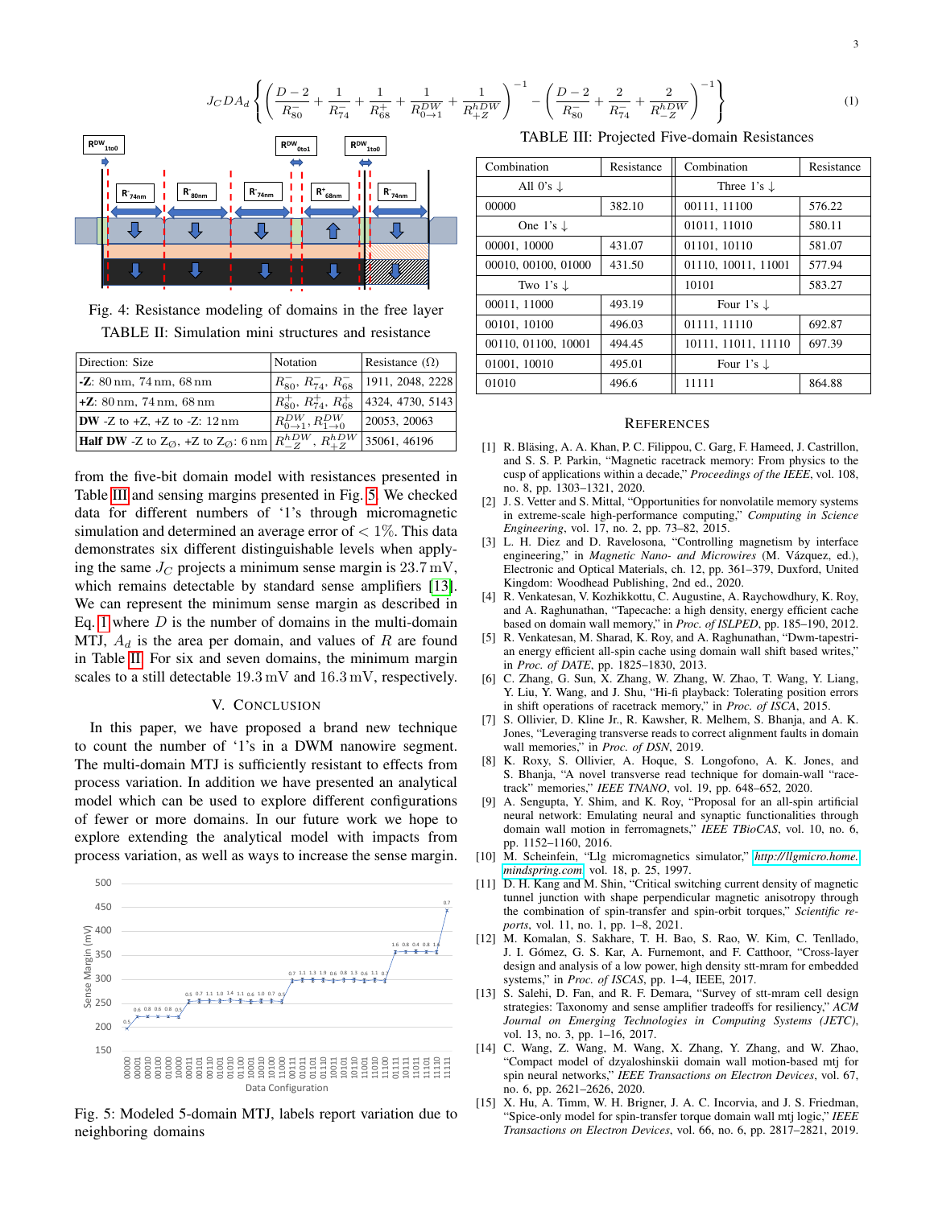$$J_C D A_d \left\{ \left( \frac{D-2}{R_{80}^-} + \frac{1}{R_{74}^-} + \frac{1}{R_{68}^+} + \frac{1}{R_{0\to1}^{DW}} + \frac{1}{R_{+Z}^{hDW}} \right)^{-1} - \left( \frac{D-2}{R_{80}^-} + \frac{2}{R_{74}^-} + \frac{2}{R_{-Z}^{hDW}} \right)^{-1} \right\} \tag{1}$$

RDW1to0 RDW0to1 RDW1to0
R-74nm R-80nm R-74nm R+68nm R-74nm

Fig. 4: Resistance modeling of domains in the free layer

TABLE II: Simulation mini structures and resistance

| Direction: Size | Notation | Resistance (Ω) |
|---|---|---|
| **-Z**: 80 nm, 74 nm, 68 nm | $R_{80}^-$, $R_{74}^-$, $R_{68}^-$ | 1911, 2048, 2228 |
| **+Z**: 80 nm, 74 nm, 68 nm | $R_{80}^+$, $R_{74}^+$, $R_{68}^+$ | 4324, 4730, 5143 |
| **DW** -Z to +Z, +Z to -Z: 12 nm | $R_{0\to1}^{DW}$, $R_{1\to0}^{DW}$ | 20053, 20063 |
| **Half DW** -Z to Z$_\varnothing$, +Z to Z$_\varnothing$: 6 nm | $R_{-Z}^{hDW}$, $R_{+Z}^{hDW}$ | 35061, 46196 |

from the five-bit domain model with resistances presented in Table III and sensing margins presented in Fig. 5. We checked data for different numbers of '1's through micromagnetic simulation and determined an average error of $< 1\%$. This data demonstrates six different distinguishable levels when applying the same $J_C$ projects a minimum sense margin is 23.7 mV, which remains detectable by standard sense amplifiers [13]. We can represent the minimum sense margin as described in Eq. 1 where $D$ is the number of domains in the multi-domain MTJ, $A_d$ is the area per domain, and values of $R$ are found in Table II. For six and seven domains, the minimum margin scales to a still detectable 19.3 mV and 16.3 mV, respectively.

## V. Conclusion

In this paper, we have proposed a brand new technique to count the number of '1's in a DWM nanowire segment. The multi-domain MTJ is sufficiently resistant to effects from process variation. In addition we have presented an analytical model which can be used to explore different configurations of fewer or more domains. In our future work we hope to explore extending the analytical model with impacts from process variation, as well as ways to increase the sense margin.

Sense Margin (mV)
500
450
400
350
300
250
200
150
Data Configuration
00000 00001 00010 00100 01000 10000 00011 00101 00110 01001 01010 01100 10001 10010 10100 11000 00111 01011 01101 01110 10011 10101 10110 11001 11010 11100 01111 10111 11011 11101 11110 11111
0.5 0.6 0.8 0.6 0.8 0.5 0.5 0.7 1.1 1.0 1.4 1.1 0.6 1.0 0.7 0.5 0.7 1.1 1.3 1.9 0.6 0.8 1.5 0.6 1.1 0.7 1.6 0.8 0.4 0.8 1.6 0.7

Fig. 5: Modeled 5-domain MTJ, labels report variation due to neighboring domains

TABLE III: Projected Five-domain Resistances

| Combination | Resistance | Combination | Resistance |
|---|---|---|---|
| All 0's ↓ | | Three 1's ↓ | |
| 00000 | 382.10 | 00111, 11100 | 576.22 |
| One 1's ↓ | | 01011, 11010 | 580.11 |
| 00001, 10000 | 431.07 | 01101, 10110 | 581.07 |
| 00010, 00100, 01000 | 431.50 | 01110, 10011, 11001 | 577.94 |
| Two 1's ↓ | | 10101 | 583.27 |
| 00011, 11000 | 493.19 | Four 1's ↓ | |
| 00101, 10100 | 496.03 | 01111, 11110 | 692.87 |
| 00110, 01100, 10001 | 494.45 | 10111, 11011, 11110 | 697.39 |
| 01001, 10010 | 495.01 | Four 1's ↓ | |
| 01010 | 496.6 | 11111 | 864.88 |

## References

[1] R. Bläsing, A. A. Khan, P. C. Filippou, C. Garg, F. Hameed, J. Castrillon, and S. S. P. Parkin, "Magnetic racetrack memory: From physics to the cusp of applications within a decade," *Proceedings of the IEEE*, vol. 108, no. 8, pp. 1303–1321, 2020.

[2] J. S. Vetter and S. Mittal, "Opportunities for nonvolatile memory systems in extreme-scale high-performance computing," *Computing in Science Engineering*, vol. 17, no. 2, pp. 73–82, 2015.

[3] L. H. Diez and D. Ravelosona, "Controlling magnetism by interface engineering," in *Magnetic Nano- and Microwires* (M. Vázquez, ed.), Electronic and Optical Materials, ch. 12, pp. 361–379, Duxford, United Kingdom: Woodhead Publishing, 2nd ed., 2020.

[4] R. Venkatesan, V. Kozhikkottu, C. Augustine, A. Raychowdhury, K. Roy, and A. Raghunathan, "Tapecache: A high density, energy efficient cache based on domain wall memory," in *Proc. of ISLPED*, pp. 185–190, 2012.

[5] R. Venkatesan, M. Sharad, K. Roy, and A. Raghunathan, "Dwm-tapestri-an energy efficient all-spin cache using domain wall shift based writes," in *Proc. of DATE*, pp. 1825–1830, 2013.

[6] C. Zhang, G. Sun, X. Zhang, W. Zhang, W. Zhao, T. Wang, Y. Liang, Y. Liu, Y. Wang, and J. Shu, "Hi-fi playback: Tolerating position errors in shift operations of racetrack memory," in *Proc. of ISCA*, 2015.

[7] S. Ollivier, D. Kline Jr., R. Kawsher, R. Melhem, S. Bhanja, and A. K. Jones, "Leveraging transverse reads to correct alignment faults in domain wall memories," in *Proc. of DSN*, 2019.

[8] K. Roxy, S. Ollivier, A. Hoque, S. Longofono, A. K. Jones, and S. Bhanja, "A novel transverse read technique for domain-wall "race-track" memories," *IEEE TNANO*, vol. 19, pp. 648–652, 2020.

[9] A. Sengupta, Y. Shim, and K. Roy, "Proposal for an all-spin artificial neural network: Emulating neural and synaptic functionalities through domain wall motion in ferromagnets," *IEEE TBioCAS*, vol. 10, no. 6, pp. 1152–1160, 2016.

[10] M. Scheinfein, "Llg micromagnetics simulator," *http://llgmicro.home.mindspring.com*, vol. 18, p. 25, 1997.

[11] D. H. Kang and M. Shin, "Critical switching current density of magnetic tunnel junction with shape perpendicular magnetic anisotropy through the combination of spin-transfer and spin-orbit torques," *Scientific reports*, vol. 11, no. 1, pp. 1–8, 2021.

[12] M. Komalan, S. Sakhare, T. H. Bao, S. Rao, W. Kim, C. Tenllado, J. I. Gómez, G. S. Kar, A. Furnemont, and F. Catthoor, "Cross-layer design and analysis of a low power, high density stt-mram for embedded systems," in *Proc. of ISCAS*, pp. 1–4, IEEE, 2017.

[13] S. Salehi, D. Fan, and R. F. Demara, "Survey of stt-mram cell design strategies: Taxonomy and sense amplifier tradeoffs for resiliency," *ACM Journal on Emerging Technologies in Computing Systems (JETC)*, vol. 13, no. 3, pp. 1–16, 2017.

[14] C. Wang, Z. Wang, M. Wang, X. Zhang, Y. Zhang, and W. Zhao, "Compact model of dzyaloshinskii domain wall motion-based mtj for spin neural networks," *IEEE Transactions on Electron Devices*, vol. 67, no. 6, pp. 2621–2626, 2020.

[15] X. Hu, A. Timm, W. H. Brigner, J. A. C. Incorvia, and J. S. Friedman, "Spice-only model for spin-transfer torque domain wall mtj logic," *IEEE Transactions on Electron Devices*, vol. 66, no. 6, pp. 2817–2821, 2019.